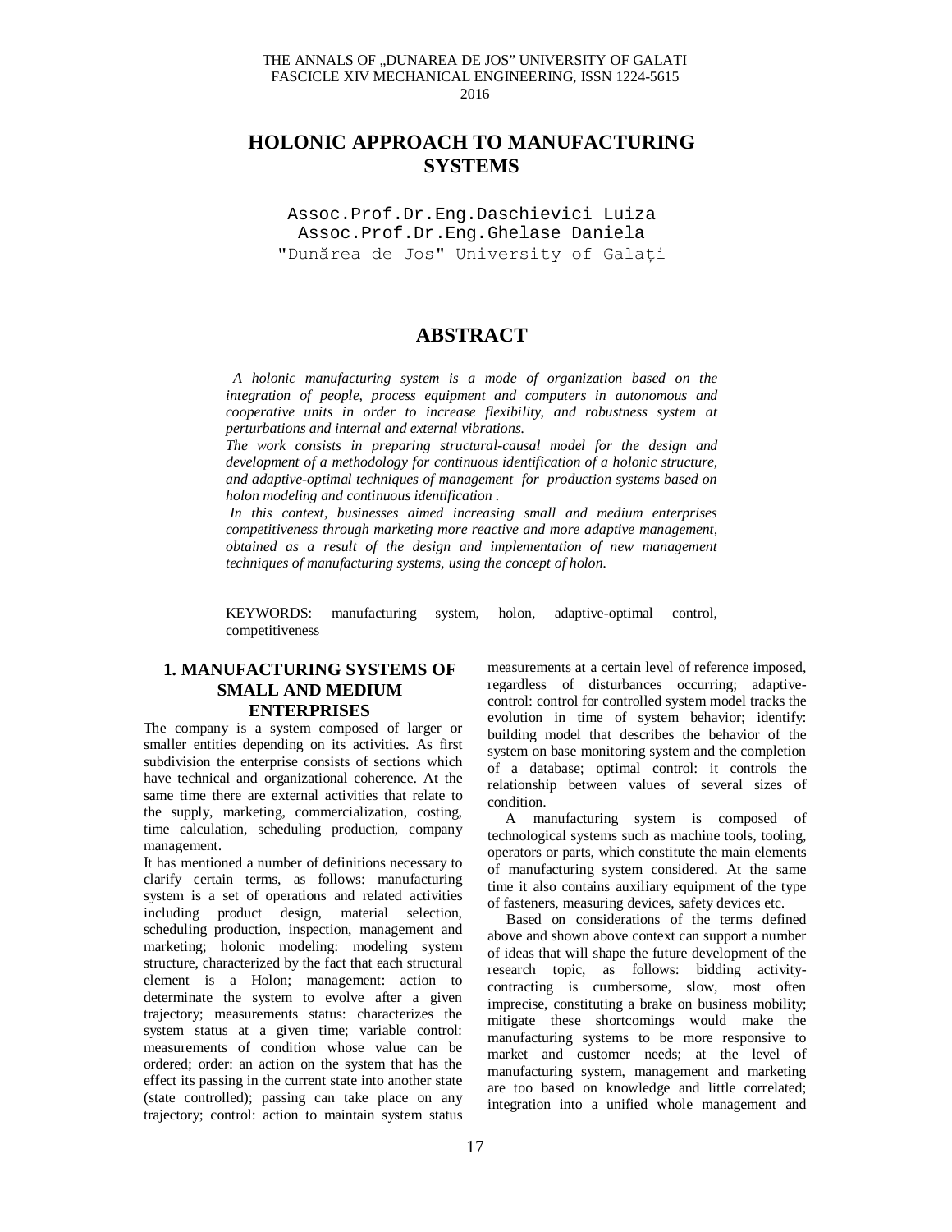# HOLONIC APPROACH TO MANUFACTURING SYSTEMS

Assoc.Prof.Dr.Eng.Daschievici Luiza
Assoc.Prof.Dr.Eng.Ghelase Daniela
"Dunărea de Jos" University of Galați

## ABSTRACT

*A holonic manufacturing system is a mode of organization based on the integration of people, process equipment and computers in autonomous and cooperative units in order to increase flexibility, and robustness system at perturbations and internal and external vibrations.*

*The work consists in preparing structural-causal model for the design and development of a methodology for continuous identification of a holonic structure, and adaptive-optimal techniques of management for production systems based on holon modeling and continuous identification .*

*In this context, businesses aimed increasing small and medium enterprises competitiveness through marketing more reactive and more adaptive management, obtained as a result of the design and implementation of new management techniques of manufacturing systems, using the concept of holon.*

KEYWORDS: manufacturing system, holon, adaptive-optimal control, competitiveness

## 1. MANUFACTURING SYSTEMS OF SMALL AND MEDIUM ENTERPRISES

The company is a system composed of larger or smaller entities depending on its activities. As first subdivision the enterprise consists of sections which have technical and organizational coherence. At the same time there are external activities that relate to the supply, marketing, commercialization, costing, time calculation, scheduling production, company management.

It has mentioned a number of definitions necessary to clarify certain terms, as follows: manufacturing system is a set of operations and related activities including product design, material selection, scheduling production, inspection, management and marketing; holonic modeling: modeling system structure, characterized by the fact that each structural element is a Holon; management: action to determinate the system to evolve after a given trajectory; measurements status: characterizes the system status at a given time; variable control: measurements of condition whose value can be ordered; order: an action on the system that has the effect its passing in the current state into another state (state controlled); passing can take place on any trajectory; control: action to maintain system status measurements at a certain level of reference imposed, regardless of disturbances occurring; adaptive-control: control for controlled system model tracks the evolution in time of system behavior; identify: building model that describes the behavior of the system on base monitoring system and the completion of a database; optimal control: it controls the relationship between values of several sizes of condition.

A manufacturing system is composed of technological systems such as machine tools, tooling, operators or parts, which constitute the main elements of manufacturing system considered. At the same time it also contains auxiliary equipment of the type of fasteners, measuring devices, safety devices etc.

Based on considerations of the terms defined above and shown above context can support a number of ideas that will shape the future development of the research topic, as follows: bidding activity-contracting is cumbersome, slow, most often imprecise, constituting a brake on business mobility; mitigate these shortcomings would make the manufacturing systems to be more responsive to market and customer needs; at the level of manufacturing system, management and marketing are too based on knowledge and little correlated; integration into a unified whole management and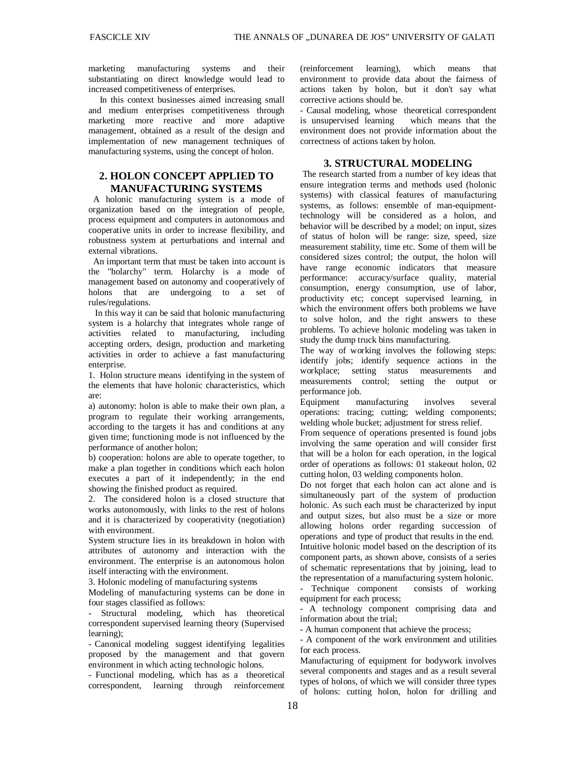marketing manufacturing systems and their substantiating on direct knowledge would lead to increased competitiveness of enterprises.

In this context businesses aimed increasing small and medium enterprises competitiveness through marketing more reactive and more adaptive management, obtained as a result of the design and implementation of new management techniques of manufacturing systems, using the concept of holon.

## 2. HOLON CONCEPT APPLIED TO MANUFACTURING SYSTEMS

A holonic manufacturing system is a mode of organization based on the integration of people, process equipment and computers in autonomous and cooperative units in order to increase flexibility, and robustness system at perturbations and internal and external vibrations.

An important term that must be taken into account is the "holarchy" term. Holarchy is a mode of management based on autonomy and cooperatively of holons that are undergoing to a set of rules/regulations.

In this way it can be said that holonic manufacturing system is a holarchy that integrates whole range of activities related to manufacturing, including accepting orders, design, production and marketing activities in order to achieve a fast manufacturing enterprise.

1. Holon structure means identifying in the system of the elements that have holonic characteristics, which are:

a) autonomy: holon is able to make their own plan, a program to regulate their working arrangements, according to the targets it has and conditions at any given time; functioning mode is not influenced by the performance of another holon;

b) cooperation: holons are able to operate together, to make a plan together in conditions which each holon executes a part of it independently; in the end showing the finished product as required.

2. The considered holon is a closed structure that works autonomously, with links to the rest of holons and it is characterized by cooperativity (negotiation) with environment.

System structure lies in its breakdown in holon with attributes of autonomy and interaction with the environment. The enterprise is an autonomous holon itself interacting with the environment.

3. Holonic modeling of manufacturing systems

Modeling of manufacturing systems can be done in four stages classified as follows:

- Structural modeling, which has theoretical correspondent supervised learning theory (Supervised learning);
- Canonical modeling suggest identifying legalities proposed by the management and that govern environment in which acting technologic holons.
- Functional modeling, which has as a theoretical correspondent, learning through reinforcement (reinforcement learning), which means that environment to provide data about the fairness of actions taken by holon, but it don't say what corrective actions should be.
- Causal modeling, whose theoretical correspondent is unsupervised learning which means that the environment does not provide information about the correctness of actions taken by holon.

## 3. STRUCTURAL MODELING

The research started from a number of key ideas that ensure integration terms and methods used (holonic systems) with classical features of manufacturing systems, as follows: ensemble of man-equipment-technology will be considered as a holon, and behavior will be described by a model; on input, sizes of status of holon will be range: size, speed, size measurement stability, time etc. Some of them will be considered sizes control; the output, the holon will have range economic indicators that measure performance: accuracy/surface quality, material consumption, energy consumption, use of labor, productivity etc; concept supervised learning, in which the environment offers both problems we have to solve holon, and the right answers to these problems. To achieve holonic modeling was taken in study the dump truck bins manufacturing.

The way of working involves the following steps: identify jobs; identify sequence actions in the workplace; setting status measurements and measurements control; setting the output or performance job.

Equipment manufacturing involves several operations: tracing; cutting; welding components; welding whole bucket; adjustment for stress relief.

From sequence of operations presented is found jobs involving the same operation and will consider first that will be a holon for each operation, in the logical order of operations as follows: 01 stakeout holon, 02 cutting holon, 03 welding components holon.

Do not forget that each holon can act alone and is simultaneously part of the system of production holonic. As such each must be characterized by input and output sizes, but also must be a size or more allowing holons order regarding succession of operations and type of product that results in the end.

Intuitive holonic model based on the description of its component parts, as shown above, consists of a series of schematic representations that by joining, lead to the representation of a manufacturing system holonic.

- Technique component consists of working equipment for each process;
- A technology component comprising data and information about the trial;
- A human component that achieve the process;
- A component of the work environment and utilities for each process.

Manufacturing of equipment for bodywork involves several components and stages and as a result several types of holons, of which we will consider three types of holons: cutting holon, holon for drilling and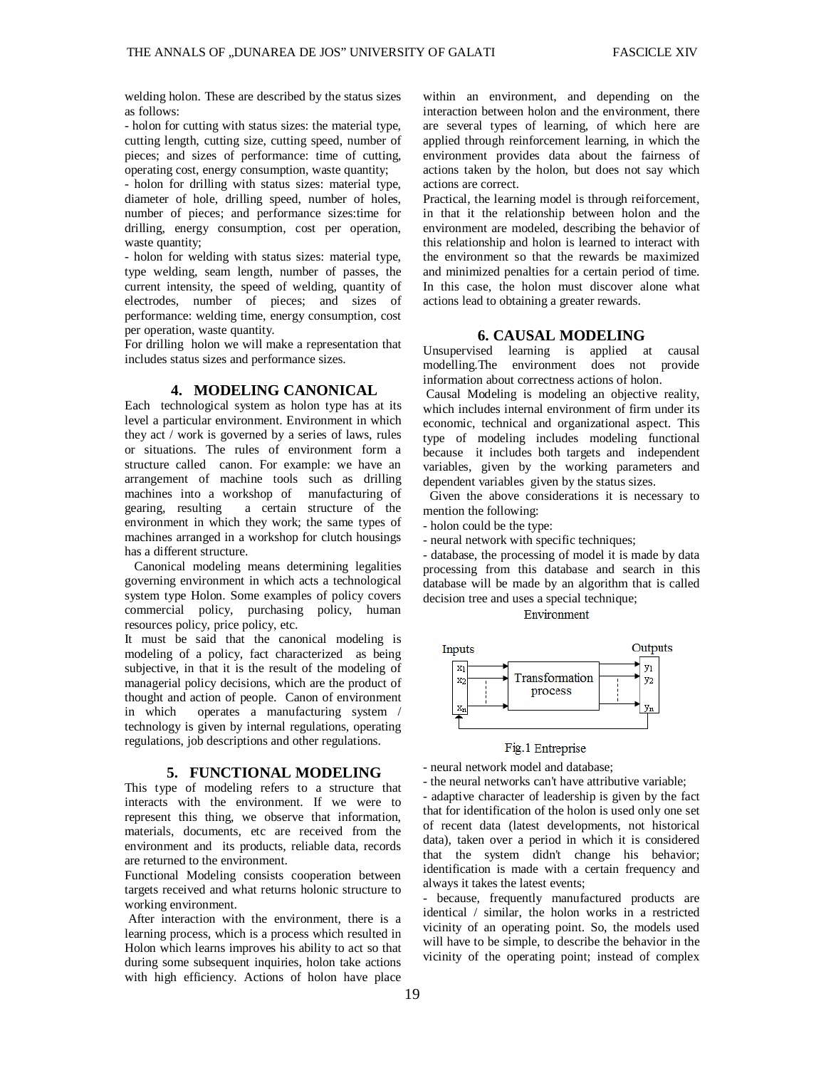welding holon. These are described by the status sizes as follows:

- holon for cutting with status sizes: the material type, cutting length, cutting size, cutting speed, number of pieces; and sizes of performance: time of cutting, operating cost, energy consumption, waste quantity;
- holon for drilling with status sizes: material type, diameter of hole, drilling speed, number of holes, number of pieces; and performance sizes:time for drilling, energy consumption, cost per operation, waste quantity;
- holon for welding with status sizes: material type, type welding, seam length, number of passes, the current intensity, the speed of welding, quantity of electrodes, number of pieces; and sizes of performance: welding time, energy consumption, cost per operation, waste quantity.

For drilling holon we will make a representation that includes status sizes and performance sizes.

## 4. MODELING CANONICAL

Each technological system as holon type has at its level a particular environment. Environment in which they act / work is governed by a series of laws, rules or situations. The rules of environment form a structure called canon. For example: we have an arrangement of machine tools such as drilling machines into a workshop of manufacturing of gearing, resulting a certain structure of the environment in which they work; the same types of machines arranged in a workshop for clutch housings has a different structure.

Canonical modeling means determining legalities governing environment in which acts a technological system type Holon. Some examples of policy covers commercial policy, purchasing policy, human resources policy, price policy, etc.

It must be said that the canonical modeling is modeling of a policy, fact characterized as being subjective, in that it is the result of the modeling of managerial policy decisions, which are the product of thought and action of people. Canon of environment in which operates a manufacturing system / technology is given by internal regulations, operating regulations, job descriptions and other regulations.

## 5. FUNCTIONAL MODELING

This type of modeling refers to a structure that interacts with the environment. If we were to represent this thing, we observe that information, materials, documents, etc are received from the environment and its products, reliable data, records are returned to the environment.

Functional Modeling consists cooperation between targets received and what returns holonic structure to working environment.

After interaction with the environment, there is a learning process, which is a process which resulted in Holon which learns improves his ability to act so that during some subsequent inquiries, holon take actions with high efficiency. Actions of holon have place within an environment, and depending on the interaction between holon and the environment, there are several types of learning, of which here are applied through reinforcement learning, in which the environment provides data about the fairness of actions taken by the holon, but does not say which actions are correct.

Practical, the learning model is through reinforcement, in that it the relationship between holon and the environment are modeled, describing the behavior of this relationship and holon is learned to interact with the environment so that the rewards be maximized and minimized penalties for a certain period of time. In this case, the holon must discover alone what actions lead to obtaining a greater rewards.

## 6. CAUSAL MODELING

Unsupervised learning is applied at causal modelling.The environment does not provide information about correctness actions of holon.

Causal Modeling is modeling an objective reality, which includes internal environment of firm under its economic, technical and organizational aspect. This type of modeling includes modeling functional because it includes both targets and independent variables, given by the working parameters and dependent variables given by the status sizes.

Given the above considerations it is necessary to mention the following:

- holon could be the type:
- neural network with specific techniques;
- database, the processing of model it is made by data processing from this database and search in this database will be made by an algorithm that is called decision tree and uses a special technique;

Environment

Inputs $x_1$, $x_2$, ..., $x_n$ → Transformation process → Outputs $y_1$, $y_2$, ..., $y_n$

Fig.1 Entreprise

- neural network model and database;
- the neural networks can't have attributive variable;
- adaptive character of leadership is given by the fact that for identification of the holon is used only one set of recent data (latest developments, not historical data), taken over a period in which it is considered that the system didn't change his behavior; identification is made with a certain frequency and always it takes the latest events;
- because, frequently manufactured products are identical / similar, the holon works in a restricted vicinity of an operating point. So, the models used will have to be simple, to describe the behavior in the vicinity of the operating point; instead of complex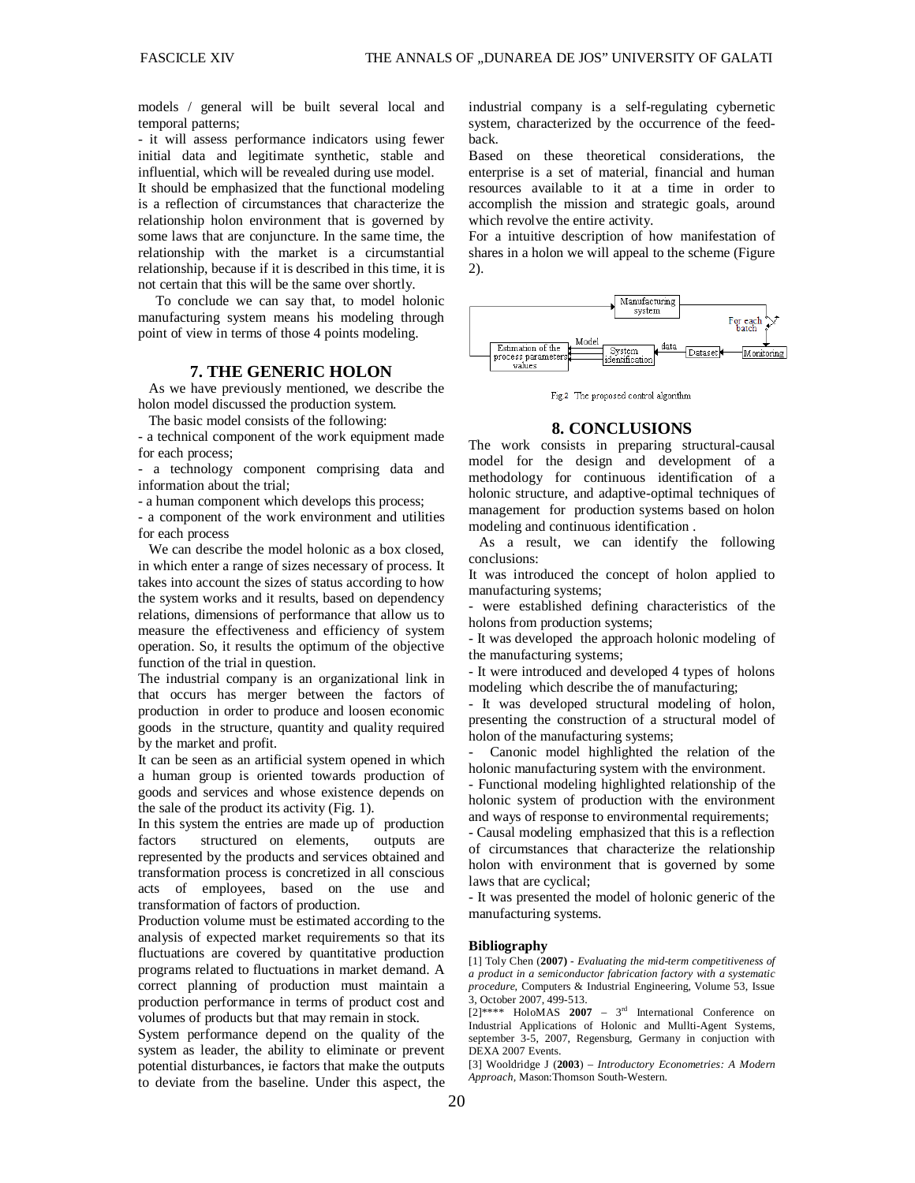models / general will be built several local and temporal patterns;

- it will assess performance indicators using fewer initial data and legitimate synthetic, stable and influential, which will be revealed during use model.

It should be emphasized that the functional modeling is a reflection of circumstances that characterize the relationship holon environment that is governed by some laws that are conjuncture. In the same time, the relationship with the market is a circumstantial relationship, because if it is described in this time, it is not certain that this will be the same over shortly.

To conclude we can say that, to model holonic manufacturing system means his modeling through point of view in terms of those 4 points modeling.

## 7. THE GENERIC HOLON

As we have previously mentioned, we describe the holon model discussed the production system.

The basic model consists of the following:

- a technical component of the work equipment made for each process;
- a technology component comprising data and information about the trial;
- a human component which develops this process;
- a component of the work environment and utilities for each process

We can describe the model holonic as a box closed, in which enter a range of sizes necessary of process. It takes into account the sizes of status according to how the system works and it results, based on dependency relations, dimensions of performance that allow us to measure the effectiveness and efficiency of system operation. So, it results the optimum of the objective function of the trial in question.

The industrial company is an organizational link in that occurs has merger between the factors of production in order to produce and loosen economic goods in the structure, quantity and quality required by the market and profit.

It can be seen as an artificial system opened in which a human group is oriented towards production of goods and services and whose existence depends on the sale of the product its activity (Fig. 1).

In this system the entries are made up of production factors structured on elements, outputs are represented by the products and services obtained and transformation process is concretized in all conscious acts of employees, based on the use and transformation of factors of production.

Production volume must be estimated according to the analysis of expected market requirements so that its fluctuations are covered by quantitative production programs related to fluctuations in market demand. A correct planning of production must maintain a production performance in terms of product cost and volumes of products but that may remain in stock.

System performance depend on the quality of the system as leader, the ability to eliminate or prevent potential disturbances, ie factors that make the outputs to deviate from the baseline. Under this aspect, the industrial company is a self-regulating cybernetic system, characterized by the occurrence of the feed-back.

Based on these theoretical considerations, the enterprise is a set of material, financial and human resources available to it at a time in order to accomplish the mission and strategic goals, around which revolve the entire activity.

For a intuitive description of how manifestation of shares in a holon we will appeal to the scheme (Figure 2).

Manufacturing system

For each batch

Model

data

Estimation of the process parameters values

System identification

Dataset

Monitoring

Fig.2 The proposed control algorithm

## 8. CONCLUSIONS

The work consists in preparing structural-causal model for the design and development of a methodology for continuous identification of a holonic structure, and adaptive-optimal techniques of management for production systems based on holon modeling and continuous identification .

As a result, we can identify the following conclusions:

It was introduced the concept of holon applied to manufacturing systems;

- were established defining characteristics of the holons from production systems;
- It was developed the approach holonic modeling of the manufacturing systems;
- It were introduced and developed 4 types of holons modeling which describe the of manufacturing;
- It was developed structural modeling of holon, presenting the construction of a structural model of holon of the manufacturing systems;
- Canonic model highlighted the relation of the holonic manufacturing system with the environment.
- Functional modeling highlighted relationship of the holonic system of production with the environment and ways of response to environmental requirements;
- Causal modeling emphasized that this is a reflection of circumstances that characterize the relationship holon with environment that is governed by some laws that are cyclical;
- It was presented the model of holonic generic of the manufacturing systems.

### Bibliography

[1] Toly Chen (**2007**) - *Evaluating the mid-term competitiveness of a product in a semiconductor fabrication factory with a systematic procedure,* Computers & Industrial Engineering, Volume 53, Issue 3, October 2007, 499-513.

[2]**** HoloMAS **2007** – 3rd International Conference on Industrial Applications of Holonic and Mullti-Agent Systems, september 3-5, 2007, Regensburg, Germany in conjuction with DEXA 2007 Events.

[3] Wooldridge J (**2003**) – *Introductory Econometries: A Modern Approach,* Mason:Thomson South-Western.